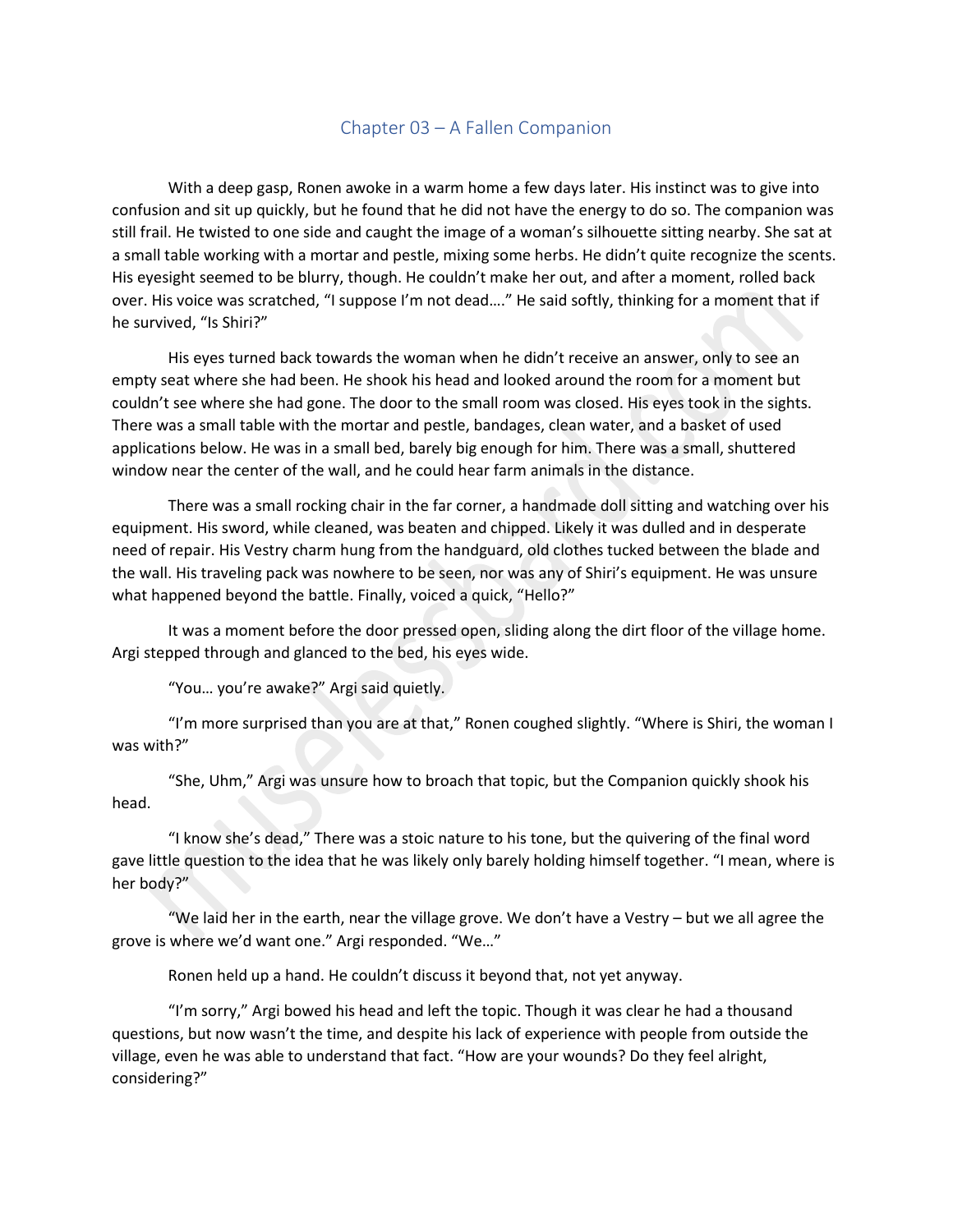## Chapter 03 – A Fallen Companion

With a deep gasp, Ronen awoke in a warm home a few days later. His instinct was to give into confusion and sit up quickly, but he found that he did not have the energy to do so. The companion was still frail. He twisted to one side and caught the image of a woman's silhouette sitting nearby. She sat at a small table working with a mortar and pestle, mixing some herbs. He didn't quite recognize the scents. His eyesight seemed to be blurry, though. He couldn't make her out, and after a moment, rolled back over. His voice was scratched, "I suppose I'm not dead…." He said softly, thinking for a moment that if he survived, "Is Shiri?"

His eyes turned back towards the woman when he didn't receive an answer, only to see an empty seat where she had been. He shook his head and looked around the room for a moment but couldn't see where she had gone. The door to the small room was closed. His eyes took in the sights. There was a small table with the mortar and pestle, bandages, clean water, and a basket of used applications below. He was in a small bed, barely big enough for him. There was a small, shuttered window near the center of the wall, and he could hear farm animals in the distance.

There was a small rocking chair in the far corner, a handmade doll sitting and watching over his equipment. His sword, while cleaned, was beaten and chipped. Likely it was dulled and in desperate need of repair. His Vestry charm hung from the handguard, old clothes tucked between the blade and the wall. His traveling pack was nowhere to be seen, nor was any of Shiri's equipment. He was unsure what happened beyond the battle. Finally, voiced a quick, "Hello?"

It was a moment before the door pressed open, sliding along the dirt floor of the village home. Argi stepped through and glanced to the bed, his eyes wide.

"You… you're awake?" Argi said quietly.

"I'm more surprised than you are at that," Ronen coughed slightly. "Where is Shiri, the woman I was with?"

"She, Uhm," Argi was unsure how to broach that topic, but the Companion quickly shook his head.

"I know she's dead," There was a stoic nature to his tone, but the quivering of the final word gave little question to the idea that he was likely only barely holding himself together. "I mean, where is her body?"

"We laid her in the earth, near the village grove. We don't have a Vestry – but we all agree the grove is where we'd want one." Argi responded. "We…"

Ronen held up a hand. He couldn't discuss it beyond that, not yet anyway.

"I'm sorry," Argi bowed his head and left the topic. Though it was clear he had a thousand questions, but now wasn't the time, and despite his lack of experience with people from outside the village, even he was able to understand that fact. "How are your wounds? Do they feel alright, considering?"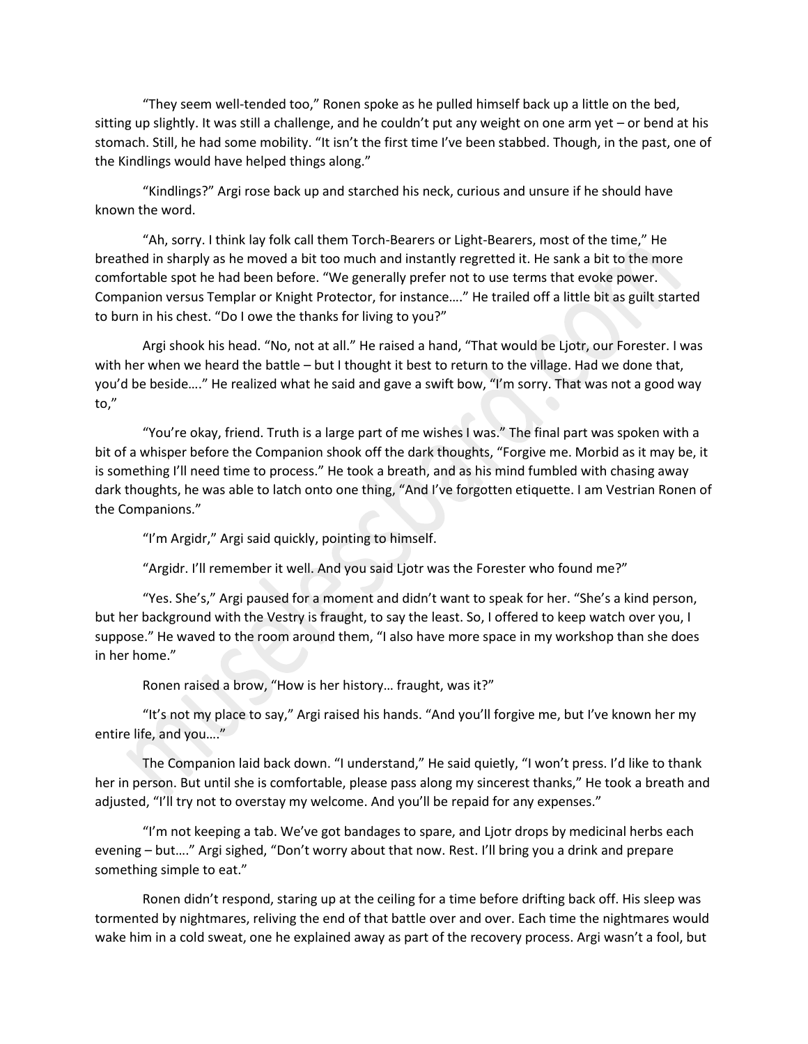"They seem well-tended too," Ronen spoke as he pulled himself back up a little on the bed, sitting up slightly. It was still a challenge, and he couldn't put any weight on one arm yet – or bend at his stomach. Still, he had some mobility. "It isn't the first time I've been stabbed. Though, in the past, one of the Kindlings would have helped things along."

"Kindlings?" Argi rose back up and starched his neck, curious and unsure if he should have known the word.

"Ah, sorry. I think lay folk call them Torch-Bearers or Light-Bearers, most of the time," He breathed in sharply as he moved a bit too much and instantly regretted it. He sank a bit to the more comfortable spot he had been before. "We generally prefer not to use terms that evoke power. Companion versus Templar or Knight Protector, for instance…." He trailed off a little bit as guilt started to burn in his chest. "Do I owe the thanks for living to you?"

Argi shook his head. "No, not at all." He raised a hand, "That would be Ljotr, our Forester. I was with her when we heard the battle – but I thought it best to return to the village. Had we done that, you'd be beside…." He realized what he said and gave a swift bow, "I'm sorry. That was not a good way to,"

"You're okay, friend. Truth is a large part of me wishes I was." The final part was spoken with a bit of a whisper before the Companion shook off the dark thoughts, "Forgive me. Morbid as it may be, it is something I'll need time to process." He took a breath, and as his mind fumbled with chasing away dark thoughts, he was able to latch onto one thing, "And I've forgotten etiquette. I am Vestrian Ronen of the Companions."

"I'm Argidr," Argi said quickly, pointing to himself.

"Argidr. I'll remember it well. And you said Ljotr was the Forester who found me?"

"Yes. She's," Argi paused for a moment and didn't want to speak for her. "She's a kind person, but her background with the Vestry is fraught, to say the least. So, I offered to keep watch over you, I suppose." He waved to the room around them, "I also have more space in my workshop than she does in her home."

Ronen raised a brow, "How is her history… fraught, was it?"

"It's not my place to say," Argi raised his hands. "And you'll forgive me, but I've known her my entire life, and you…."

The Companion laid back down. "I understand," He said quietly, "I won't press. I'd like to thank her in person. But until she is comfortable, please pass along my sincerest thanks," He took a breath and adjusted, "I'll try not to overstay my welcome. And you'll be repaid for any expenses."

"I'm not keeping a tab. We've got bandages to spare, and Ljotr drops by medicinal herbs each evening – but…." Argi sighed, "Don't worry about that now. Rest. I'll bring you a drink and prepare something simple to eat."

Ronen didn't respond, staring up at the ceiling for a time before drifting back off. His sleep was tormented by nightmares, reliving the end of that battle over and over. Each time the nightmares would wake him in a cold sweat, one he explained away as part of the recovery process. Argi wasn't a fool, but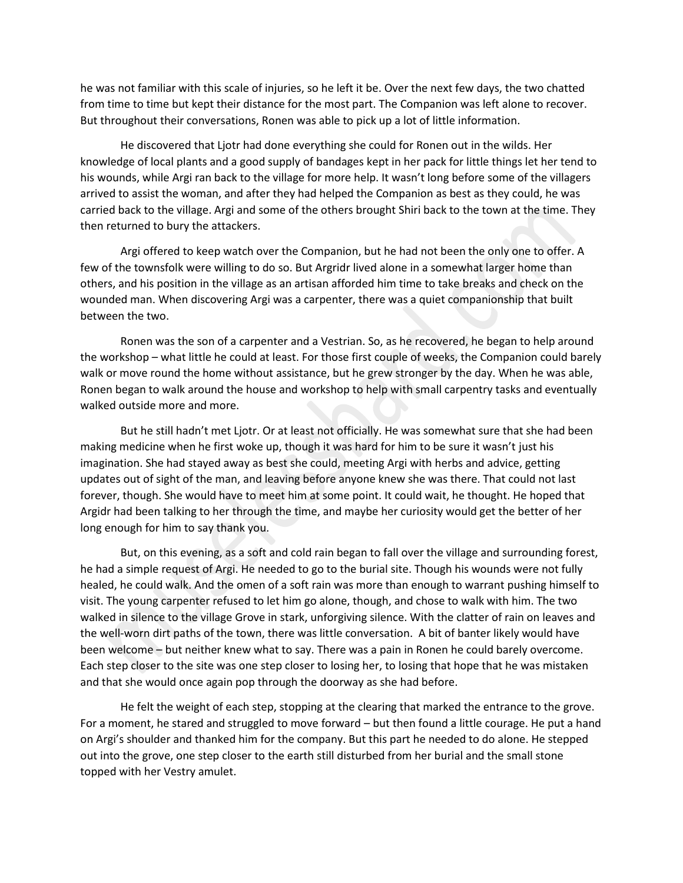he was not familiar with this scale of injuries, so he left it be. Over the next few days, the two chatted from time to time but kept their distance for the most part. The Companion was left alone to recover. But throughout their conversations, Ronen was able to pick up a lot of little information.

He discovered that Ljotr had done everything she could for Ronen out in the wilds. Her knowledge of local plants and a good supply of bandages kept in her pack for little things let her tend to his wounds, while Argi ran back to the village for more help. It wasn't long before some of the villagers arrived to assist the woman, and after they had helped the Companion as best as they could, he was carried back to the village. Argi and some of the others brought Shiri back to the town at the time. They then returned to bury the attackers.

Argi offered to keep watch over the Companion, but he had not been the only one to offer. A few of the townsfolk were willing to do so. But Argridr lived alone in a somewhat larger home than others, and his position in the village as an artisan afforded him time to take breaks and check on the wounded man. When discovering Argi was a carpenter, there was a quiet companionship that built between the two.

Ronen was the son of a carpenter and a Vestrian. So, as he recovered, he began to help around the workshop – what little he could at least. For those first couple of weeks, the Companion could barely walk or move round the home without assistance, but he grew stronger by the day. When he was able, Ronen began to walk around the house and workshop to help with small carpentry tasks and eventually walked outside more and more.

But he still hadn't met Ljotr. Or at least not officially. He was somewhat sure that she had been making medicine when he first woke up, though it was hard for him to be sure it wasn't just his imagination. She had stayed away as best she could, meeting Argi with herbs and advice, getting updates out of sight of the man, and leaving before anyone knew she was there. That could not last forever, though. She would have to meet him at some point. It could wait, he thought. He hoped that Argidr had been talking to her through the time, and maybe her curiosity would get the better of her long enough for him to say thank you.

But, on this evening, as a soft and cold rain began to fall over the village and surrounding forest, he had a simple request of Argi. He needed to go to the burial site. Though his wounds were not fully healed, he could walk. And the omen of a soft rain was more than enough to warrant pushing himself to visit. The young carpenter refused to let him go alone, though, and chose to walk with him. The two walked in silence to the village Grove in stark, unforgiving silence. With the clatter of rain on leaves and the well-worn dirt paths of the town, there was little conversation. A bit of banter likely would have been welcome – but neither knew what to say. There was a pain in Ronen he could barely overcome. Each step closer to the site was one step closer to losing her, to losing that hope that he was mistaken and that she would once again pop through the doorway as she had before.

He felt the weight of each step, stopping at the clearing that marked the entrance to the grove. For a moment, he stared and struggled to move forward – but then found a little courage. He put a hand on Argi's shoulder and thanked him for the company. But this part he needed to do alone. He stepped out into the grove, one step closer to the earth still disturbed from her burial and the small stone topped with her Vestry amulet.